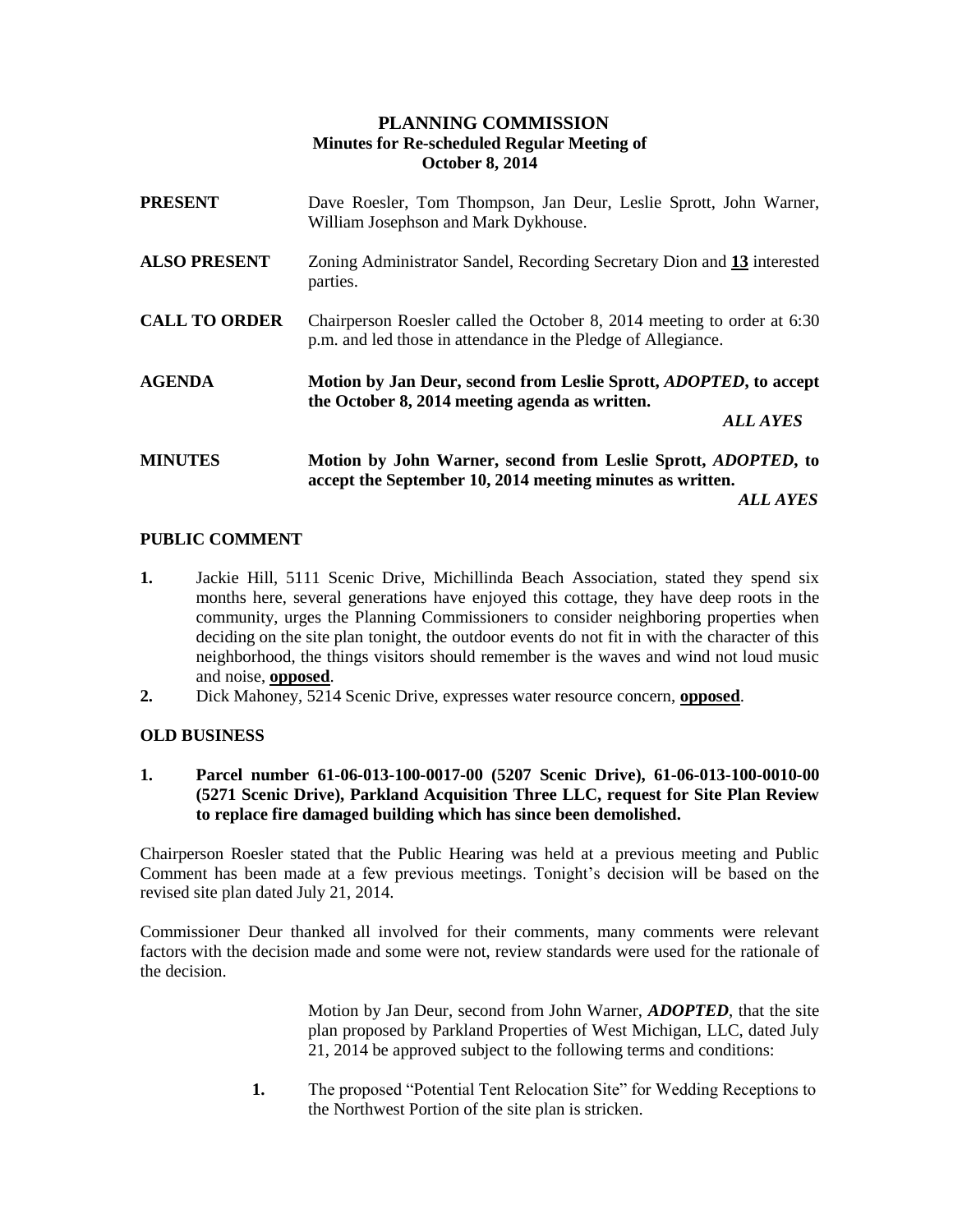# PLANNING COMMISSION
## Minutes for Re-scheduled Regular Meeting of
## October 8, 2014

**PRESENT** Dave Roesler, Tom Thompson, Jan Deur, Leslie Sprott, John Warner, William Josephson and Mark Dykhouse.

**ALSO PRESENT** Zoning Administrator Sandel, Recording Secretary Dion and **13** interested parties.

**CALL TO ORDER** Chairperson Roesler called the October 8, 2014 meeting to order at 6:30 p.m. and led those in attendance in the Pledge of Allegiance.

**AGENDA** **Motion by Jan Deur, second from Leslie Sprott, *ADOPTED*, to accept the October 8, 2014 meeting agenda as written.**

***ALL AYES***

**MINUTES** **Motion by John Warner, second from Leslie Sprott, *ADOPTED*, to accept the September 10, 2014 meeting minutes as written.**

***ALL AYES***

## PUBLIC COMMENT

1. Jackie Hill, 5111 Scenic Drive, Michillinda Beach Association, stated they spend six months here, several generations have enjoyed this cottage, they have deep roots in the community, urges the Planning Commissioners to consider neighboring properties when deciding on the site plan tonight, the outdoor events do not fit in with the character of this neighborhood, the things visitors should remember is the waves and wind not loud music and noise, **opposed**.
2. Dick Mahoney, 5214 Scenic Drive, expresses water resource concern, **opposed**.

## OLD BUSINESS

**1. Parcel number 61-06-013-100-0017-00 (5207 Scenic Drive), 61-06-013-100-0010-00 (5271 Scenic Drive), Parkland Acquisition Three LLC, request for Site Plan Review to replace fire damaged building which has since been demolished.**

Chairperson Roesler stated that the Public Hearing was held at a previous meeting and Public Comment has been made at a few previous meetings. Tonight's decision will be based on the revised site plan dated July 21, 2014.

Commissioner Deur thanked all involved for their comments, many comments were relevant factors with the decision made and some were not, review standards were used for the rationale of the decision.

Motion by Jan Deur, second from John Warner, ***ADOPTED***, that the site plan proposed by Parkland Properties of West Michigan, LLC, dated July 21, 2014 be approved subject to the following terms and conditions:

1. The proposed "Potential Tent Relocation Site" for Wedding Receptions to the Northwest Portion of the site plan is stricken.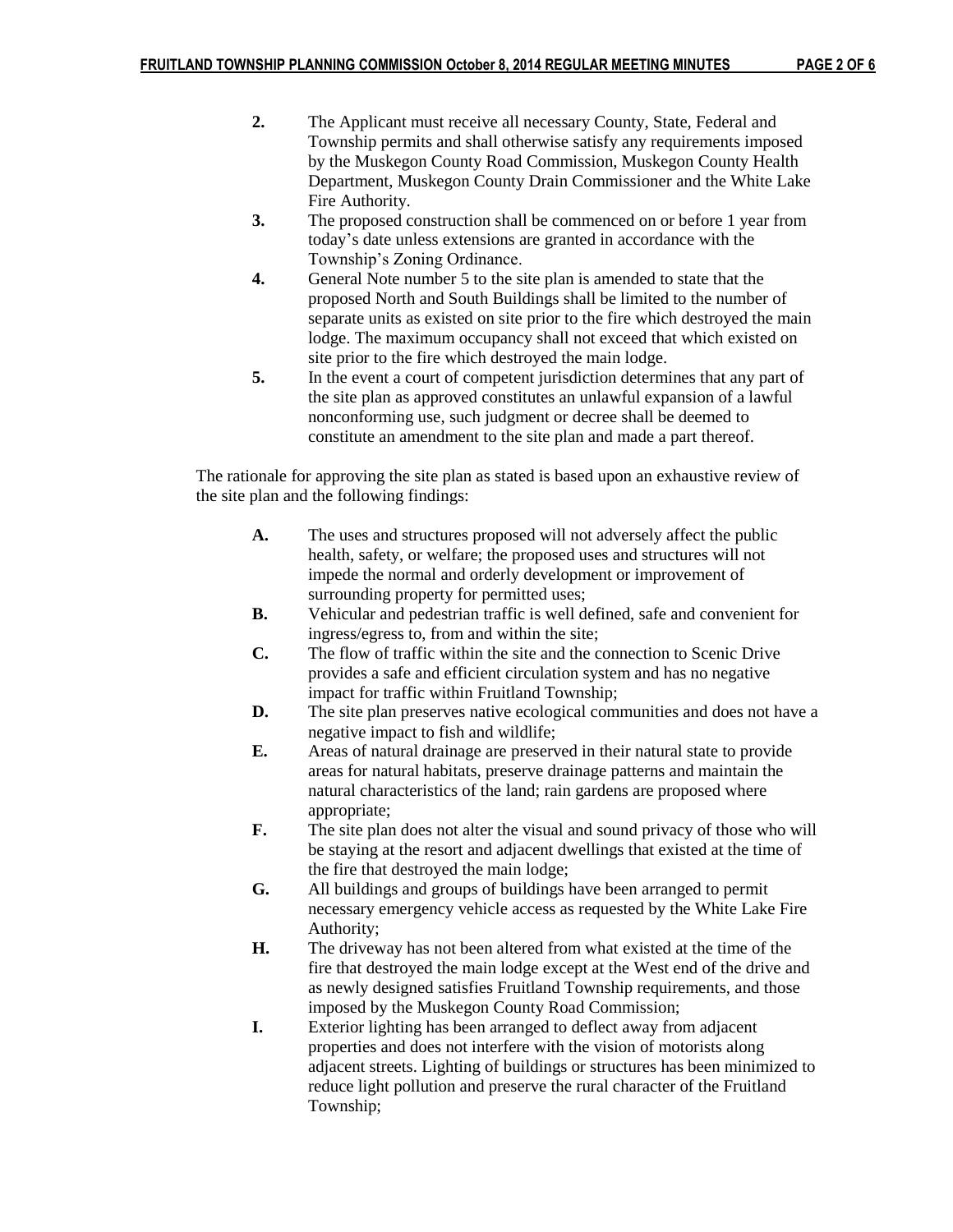2. The Applicant must receive all necessary County, State, Federal and Township permits and shall otherwise satisfy any requirements imposed by the Muskegon County Road Commission, Muskegon County Health Department, Muskegon County Drain Commissioner and the White Lake Fire Authority.
3. The proposed construction shall be commenced on or before 1 year from today's date unless extensions are granted in accordance with the Township's Zoning Ordinance.
4. General Note number 5 to the site plan is amended to state that the proposed North and South Buildings shall be limited to the number of separate units as existed on site prior to the fire which destroyed the main lodge. The maximum occupancy shall not exceed that which existed on site prior to the fire which destroyed the main lodge.
5. In the event a court of competent jurisdiction determines that any part of the site plan as approved constitutes an unlawful expansion of a lawful nonconforming use, such judgment or decree shall be deemed to constitute an amendment to the site plan and made a part thereof.

The rationale for approving the site plan as stated is based upon an exhaustive review of the site plan and the following findings:

- **A.** The uses and structures proposed will not adversely affect the public health, safety, or welfare; the proposed uses and structures will not impede the normal and orderly development or improvement of surrounding property for permitted uses;
- **B.** Vehicular and pedestrian traffic is well defined, safe and convenient for ingress/egress to, from and within the site;
- **C.** The flow of traffic within the site and the connection to Scenic Drive provides a safe and efficient circulation system and has no negative impact for traffic within Fruitland Township;
- **D.** The site plan preserves native ecological communities and does not have a negative impact to fish and wildlife;
- **E.** Areas of natural drainage are preserved in their natural state to provide areas for natural habitats, preserve drainage patterns and maintain the natural characteristics of the land; rain gardens are proposed where appropriate;
- **F.** The site plan does not alter the visual and sound privacy of those who will be staying at the resort and adjacent dwellings that existed at the time of the fire that destroyed the main lodge;
- **G.** All buildings and groups of buildings have been arranged to permit necessary emergency vehicle access as requested by the White Lake Fire Authority;
- **H.** The driveway has not been altered from what existed at the time of the fire that destroyed the main lodge except at the West end of the drive and as newly designed satisfies Fruitland Township requirements, and those imposed by the Muskegon County Road Commission;
- **I.** Exterior lighting has been arranged to deflect away from adjacent properties and does not interfere with the vision of motorists along adjacent streets. Lighting of buildings or structures has been minimized to reduce light pollution and preserve the rural character of the Fruitland Township;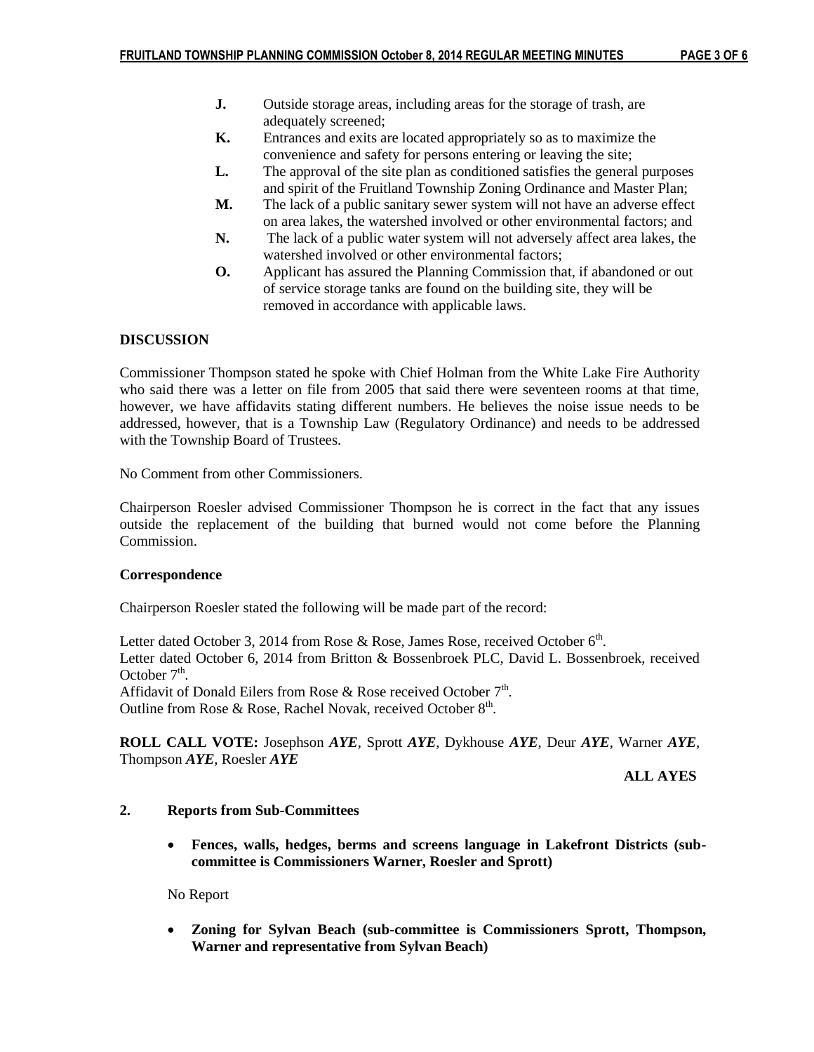- **J.** Outside storage areas, including areas for the storage of trash, are adequately screened;
- **K.** Entrances and exits are located appropriately so as to maximize the convenience and safety for persons entering or leaving the site;
- **L.** The approval of the site plan as conditioned satisfies the general purposes and spirit of the Fruitland Township Zoning Ordinance and Master Plan;
- **M.** The lack of a public sanitary sewer system will not have an adverse effect on area lakes, the watershed involved or other environmental factors; and
- **N.** The lack of a public water system will not adversely affect area lakes, the watershed involved or other environmental factors;
- **O.** Applicant has assured the Planning Commission that, if abandoned or out of service storage tanks are found on the building site, they will be removed in accordance with applicable laws.

**DISCUSSION**

Commissioner Thompson stated he spoke with Chief Holman from the White Lake Fire Authority who said there was a letter on file from 2005 that said there were seventeen rooms at that time, however, we have affidavits stating different numbers. He believes the noise issue needs to be addressed, however, that is a Township Law (Regulatory Ordinance) and needs to be addressed with the Township Board of Trustees.

No Comment from other Commissioners.

Chairperson Roesler advised Commissioner Thompson he is correct in the fact that any issues outside the replacement of the building that burned would not come before the Planning Commission.

**Correspondence**

Chairperson Roesler stated the following will be made part of the record:

Letter dated October 3, 2014 from Rose & Rose, James Rose, received October 6th.
Letter dated October 6, 2014 from Britton & Bossenbroek PLC, David L. Bossenbroek, received October 7th.
Affidavit of Donald Eilers from Rose & Rose received October 7th.
Outline from Rose & Rose, Rachel Novak, received October 8th.

**ROLL CALL VOTE:** Josephson ***AYE***, Sprott ***AYE***, Dykhouse ***AYE***, Deur ***AYE***, Warner ***AYE***, Thompson ***AYE***, Roesler ***AYE***

**ALL AYES**

**2. Reports from Sub-Committees**

- **Fences, walls, hedges, berms and screens language in Lakefront Districts (sub-committee is Commissioners Warner, Roesler and Sprott)**

No Report

- **Zoning for Sylvan Beach (sub-committee is Commissioners Sprott, Thompson, Warner and representative from Sylvan Beach)**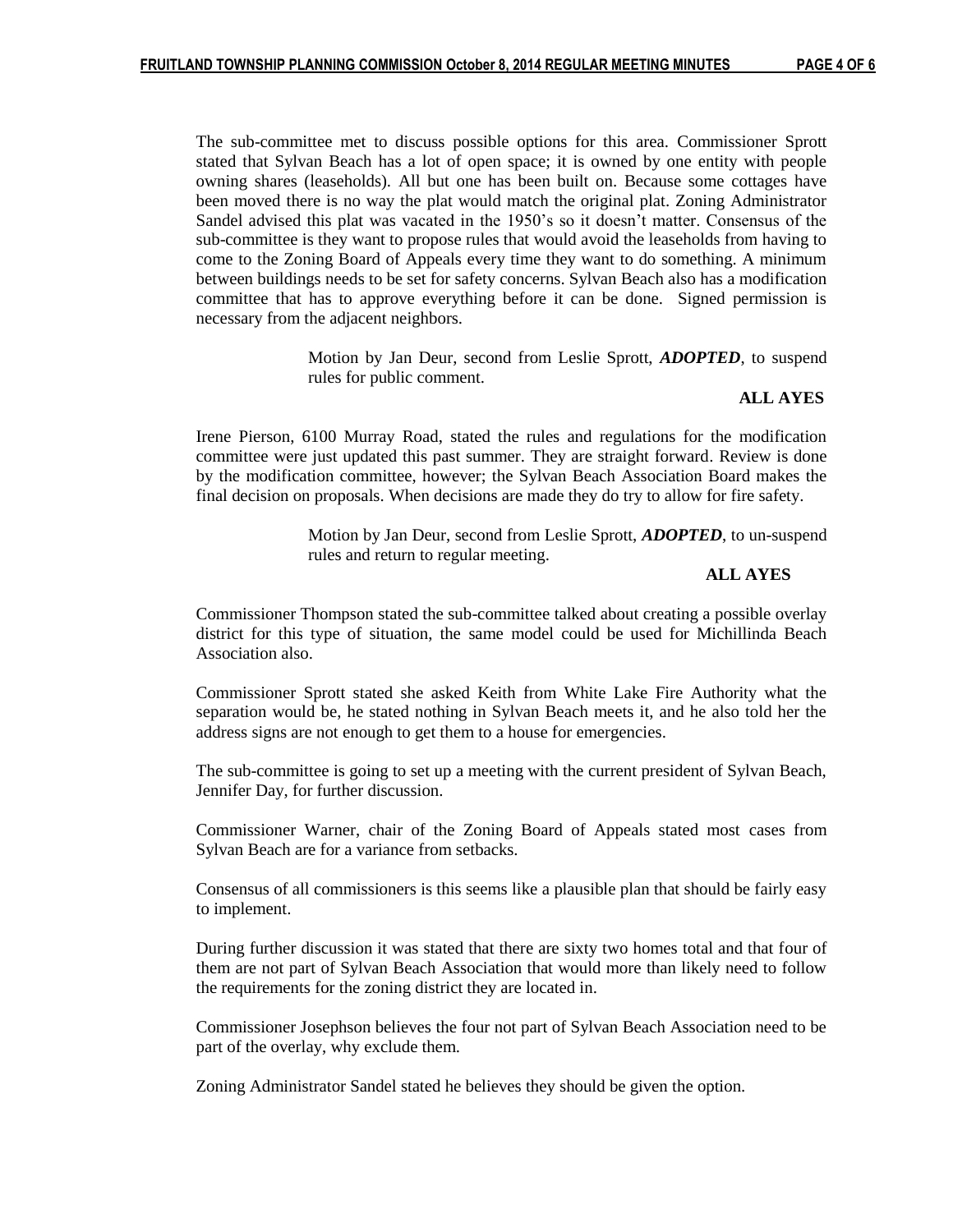The sub-committee met to discuss possible options for this area. Commissioner Sprott stated that Sylvan Beach has a lot of open space; it is owned by one entity with people owning shares (leaseholds). All but one has been built on. Because some cottages have been moved there is no way the plat would match the original plat. Zoning Administrator Sandel advised this plat was vacated in the 1950's so it doesn't matter. Consensus of the sub-committee is they want to propose rules that would avoid the leaseholds from having to come to the Zoning Board of Appeals every time they want to do something. A minimum between buildings needs to be set for safety concerns. Sylvan Beach also has a modification committee that has to approve everything before it can be done. Signed permission is necessary from the adjacent neighbors.

> Motion by Jan Deur, second from Leslie Sprott, ***ADOPTED***, to suspend rules for public comment.
>
> **ALL AYES**

Irene Pierson, 6100 Murray Road, stated the rules and regulations for the modification committee were just updated this past summer. They are straight forward. Review is done by the modification committee, however; the Sylvan Beach Association Board makes the final decision on proposals. When decisions are made they do try to allow for fire safety.

> Motion by Jan Deur, second from Leslie Sprott, ***ADOPTED***, to un-suspend rules and return to regular meeting.
>
> **ALL AYES**

Commissioner Thompson stated the sub-committee talked about creating a possible overlay district for this type of situation, the same model could be used for Michillinda Beach Association also.

Commissioner Sprott stated she asked Keith from White Lake Fire Authority what the separation would be, he stated nothing in Sylvan Beach meets it, and he also told her the address signs are not enough to get them to a house for emergencies.

The sub-committee is going to set up a meeting with the current president of Sylvan Beach, Jennifer Day, for further discussion.

Commissioner Warner, chair of the Zoning Board of Appeals stated most cases from Sylvan Beach are for a variance from setbacks.

Consensus of all commissioners is this seems like a plausible plan that should be fairly easy to implement.

During further discussion it was stated that there are sixty two homes total and that four of them are not part of Sylvan Beach Association that would more than likely need to follow the requirements for the zoning district they are located in.

Commissioner Josephson believes the four not part of Sylvan Beach Association need to be part of the overlay, why exclude them.

Zoning Administrator Sandel stated he believes they should be given the option.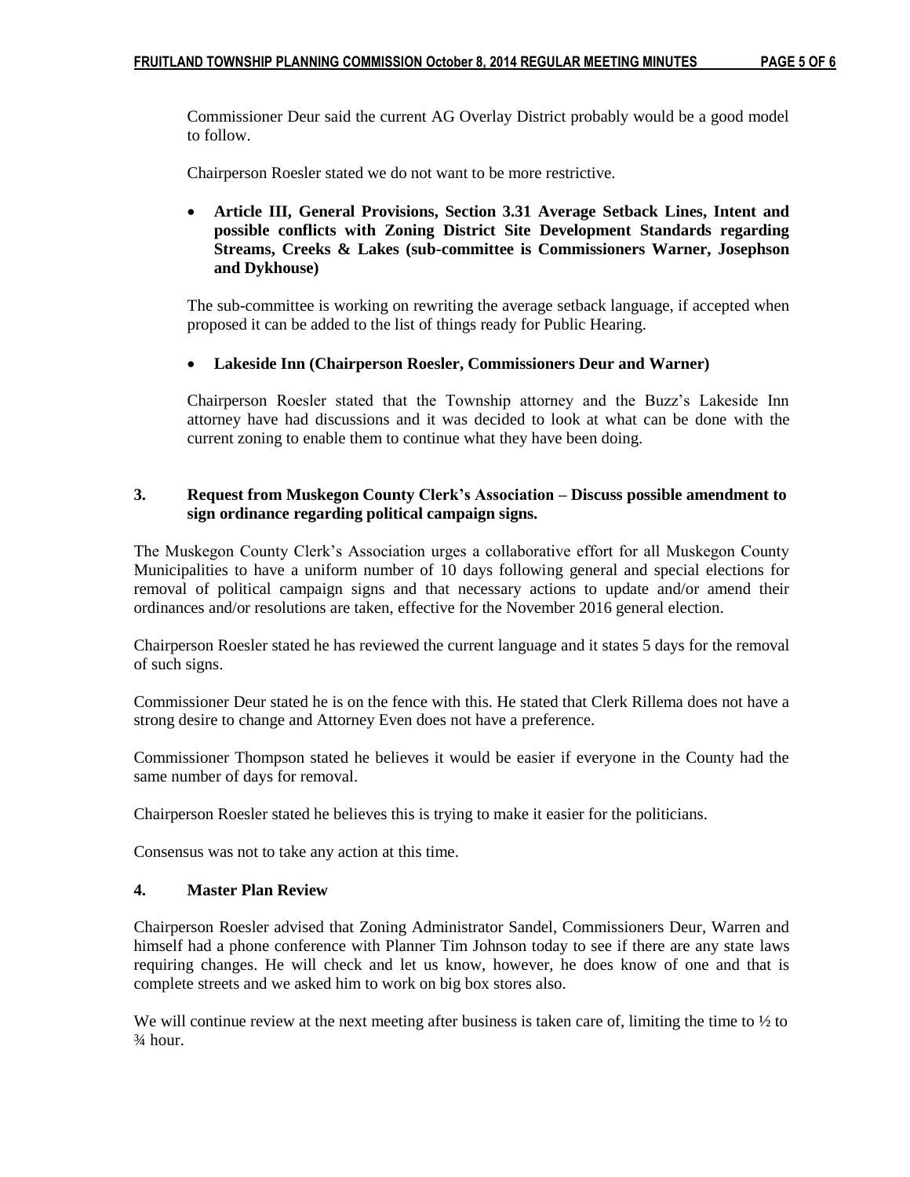Commissioner Deur said the current AG Overlay District probably would be a good model to follow.

Chairperson Roesler stated we do not want to be more restrictive.

- **Article III, General Provisions, Section 3.31 Average Setback Lines, Intent and possible conflicts with Zoning District Site Development Standards regarding Streams, Creeks & Lakes (sub-committee is Commissioners Warner, Josephson and Dykhouse)**

The sub-committee is working on rewriting the average setback language, if accepted when proposed it can be added to the list of things ready for Public Hearing.

- **Lakeside Inn (Chairperson Roesler, Commissioners Deur and Warner)**

Chairperson Roesler stated that the Township attorney and the Buzz's Lakeside Inn attorney have had discussions and it was decided to look at what can be done with the current zoning to enable them to continue what they have been doing.

### 3. Request from Muskegon County Clerk's Association – Discuss possible amendment to sign ordinance regarding political campaign signs.

The Muskegon County Clerk's Association urges a collaborative effort for all Muskegon County Municipalities to have a uniform number of 10 days following general and special elections for removal of political campaign signs and that necessary actions to update and/or amend their ordinances and/or resolutions are taken, effective for the November 2016 general election.

Chairperson Roesler stated he has reviewed the current language and it states 5 days for the removal of such signs.

Commissioner Deur stated he is on the fence with this. He stated that Clerk Rillema does not have a strong desire to change and Attorney Even does not have a preference.

Commissioner Thompson stated he believes it would be easier if everyone in the County had the same number of days for removal.

Chairperson Roesler stated he believes this is trying to make it easier for the politicians.

Consensus was not to take any action at this time.

### 4. Master Plan Review

Chairperson Roesler advised that Zoning Administrator Sandel, Commissioners Deur, Warren and himself had a phone conference with Planner Tim Johnson today to see if there are any state laws requiring changes. He will check and let us know, however, he does know of one and that is complete streets and we asked him to work on big box stores also.

We will continue review at the next meeting after business is taken care of, limiting the time to ½ to ¾ hour.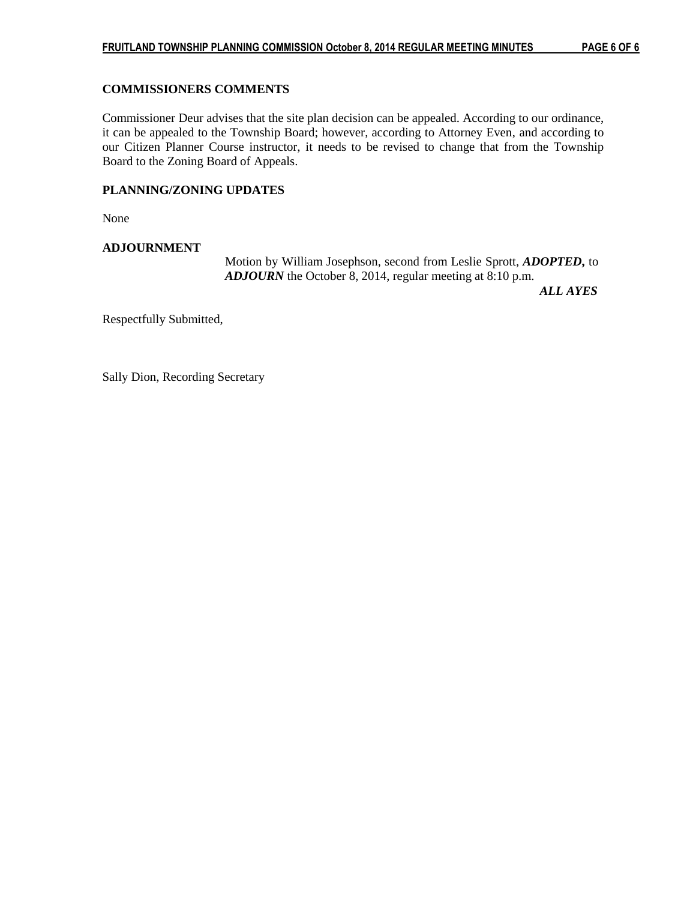**COMMISSIONERS COMMENTS**

Commissioner Deur advises that the site plan decision can be appealed. According to our ordinance, it can be appealed to the Township Board; however, according to Attorney Even, and according to our Citizen Planner Course instructor, it needs to be revised to change that from the Township Board to the Zoning Board of Appeals.

**PLANNING/ZONING UPDATES**

None

**ADJOURNMENT**

Motion by William Josephson, second from Leslie Sprott, ***ADOPTED,*** to ***ADJOURN*** the October 8, 2014, regular meeting at 8:10 p.m.

***ALL AYES***

Respectfully Submitted,

Sally Dion, Recording Secretary